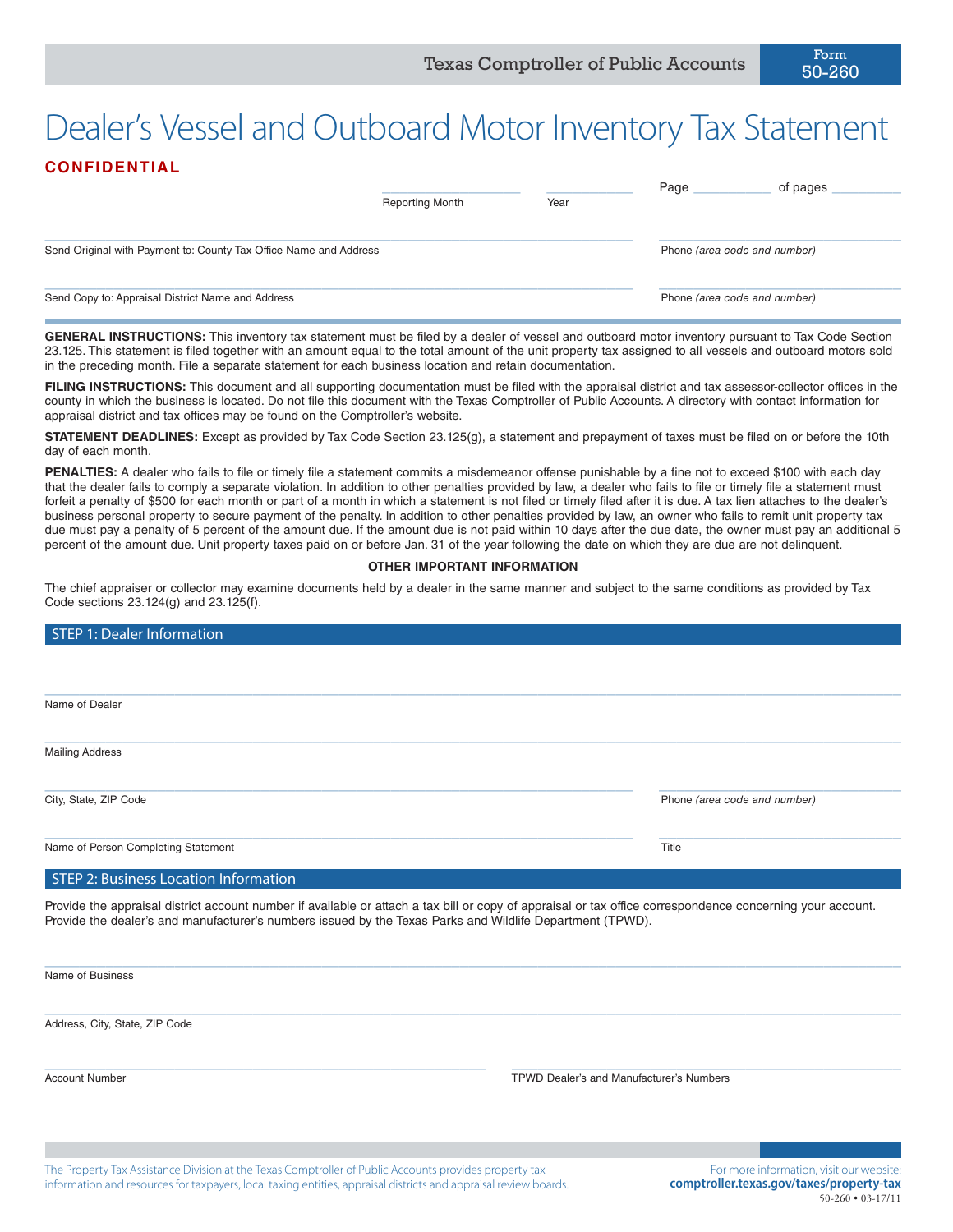Texas Comptroller of Public Accounts

Form 50-260

# Dealer's Vessel and Outboard Motor Inventory Tax Statement

**CONFIDENTIAL**

Reporting Month ____________ Year ____________ Page ____________ of pages ____________

Send Original with Payment to: County Tax Office Name and Address ____________ Phone *(area code and number)* ____________

Send Copy to: Appraisal District Name and Address ____________ Phone *(area code and number)* ____________

**GENERAL INSTRUCTIONS:** This inventory tax statement must be filed by a dealer of vessel and outboard motor inventory pursuant to Tax Code Section 23.125. This statement is filed together with an amount equal to the total amount of the unit property tax assigned to all vessels and outboard motors sold in the preceding month. File a separate statement for each business location and retain documentation.

**FILING INSTRUCTIONS:** This document and all supporting documentation must be filed with the appraisal district and tax assessor-collector offices in the county in which the business is located. Do not file this document with the Texas Comptroller of Public Accounts. A directory with contact information for appraisal district and tax offices may be found on the Comptroller's website.

**STATEMENT DEADLINES:** Except as provided by Tax Code Section 23.125(g), a statement and prepayment of taxes must be filed on or before the 10th day of each month.

**PENALTIES:** A dealer who fails to file or timely file a statement commits a misdemeanor offense punishable by a fine not to exceed $100 with each day that the dealer fails to comply a separate violation. In addition to other penalties provided by law, a dealer who fails to file or timely file a statement must forfeit a penalty of $500 for each month or part of a month in which a statement is not filed or timely filed after it is due. A tax lien attaches to the dealer's business personal property to secure payment of the penalty. In addition to other penalties provided by law, an owner who fails to remit unit property tax due must pay a penalty of 5 percent of the amount due. If the amount due is not paid within 10 days after the due date, the owner must pay an additional 5 percent of the amount due. Unit property taxes paid on or before Jan. 31 of the year following the date on which they are due are not delinquent.

**OTHER IMPORTANT INFORMATION**

The chief appraiser or collector may examine documents held by a dealer in the same manner and subject to the same conditions as provided by Tax Code sections 23.124(g) and 23.125(f).

## STEP 1: Dealer Information

Name of Dealer ____________

Mailing Address ____________

City, State, ZIP Code ____________ Phone *(area code and number)* ____________

Name of Person Completing Statement ____________ Title ____________

## STEP 2: Business Location Information

Provide the appraisal district account number if available or attach a tax bill or copy of appraisal or tax office correspondence concerning your account. Provide the dealer's and manufacturer's numbers issued by the Texas Parks and Wildlife Department (TPWD).

Name of Business ____________

Address, City, State, ZIP Code ____________

Account Number ____________ TPWD Dealer's and Manufacturer's Numbers ____________

The Property Tax Assistance Division at the Texas Comptroller of Public Accounts provides property tax information and resources for taxpayers, local taxing entities, appraisal districts and appraisal review boards.

For more information, visit our website: **comptroller.texas.gov/taxes/property-tax**

50-260 • 03-17/11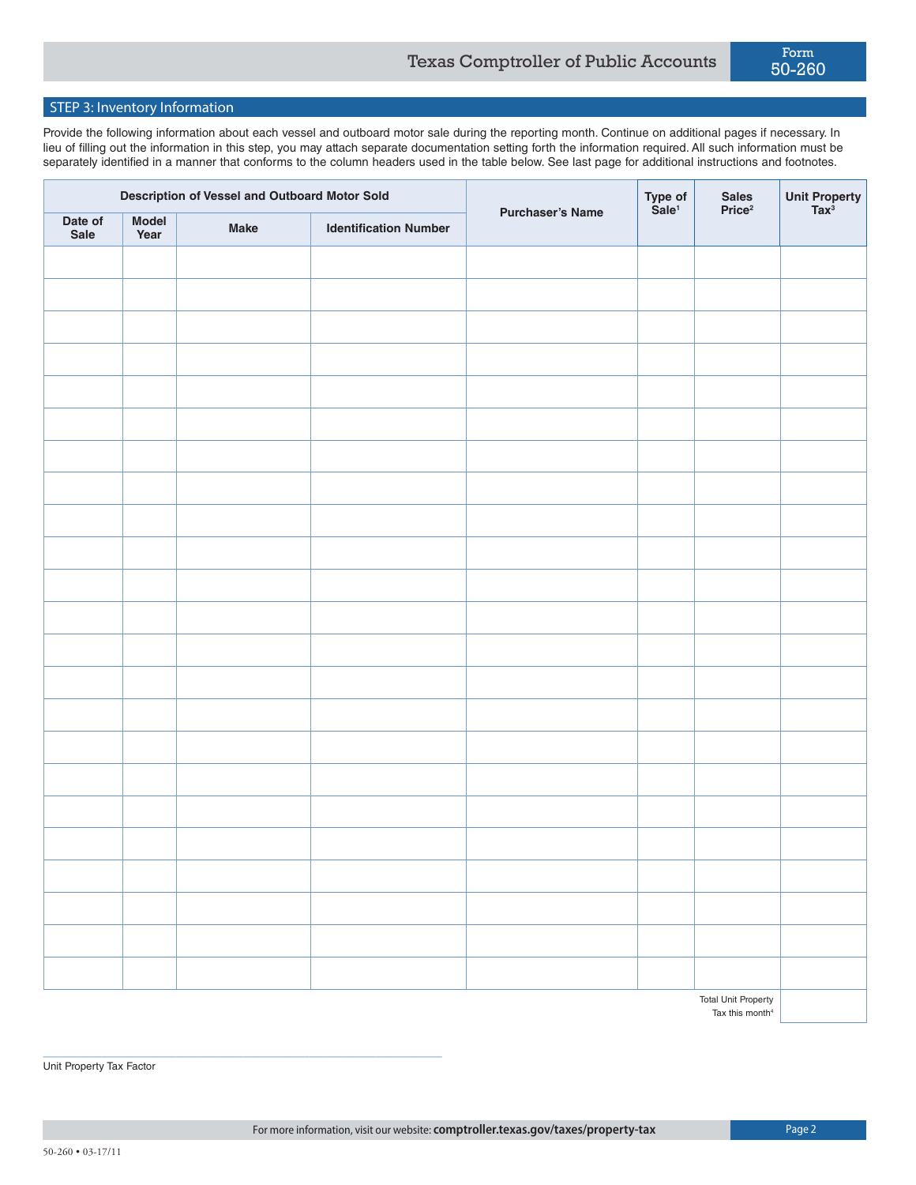## STEP 3: Inventory Information

Provide the following information about each vessel and outboard motor sale during the reporting month. Continue on additional pages if necessary. In lieu of filling out the information in this step, you may attach separate documentation setting forth the information required. All such information must be separately identified in a manner that conforms to the column headers used in the table below. See last page for additional instructions and footnotes.

| Description of Vessel and Outboard Motor Sold | | | | Purchaser's Name | Type of Sale[1] | Sales Price[2] | Unit Property Tax[3] |
|---|---|---|---|---|---|---|---|
| Date of Sale | Model Year | Make | Identification Number | | | | |
| | | | | | | | |
| | | | | | | | |
| | | | | | | | |
| | | | | | | | |
| | | | | | | | |
| | | | | | | | |
| | | | | | | | |
| | | | | | | | |
| | | | | | | | |
| | | | | | | | |
| | | | | | | | |
| | | | | | | | |
| | | | | | | | |
| | | | | | | | |
| | | | | | | | |
| | | | | | | | |
| | | | | | | | |
| | | | | | | | |
| | | | | | | | |
| | | | | | | | |
| | | | | | | | |
| | | | | | | | |
| | | | | | | | |
| | | | | | | Total Unit Property Tax this month[4] | |

Unit Property Tax Factor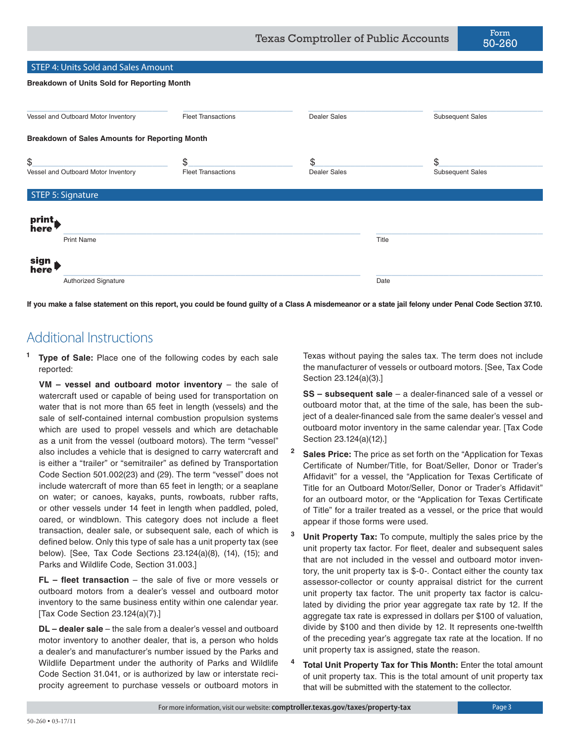## STEP 4: Units Sold and Sales Amount

**Breakdown of Units Sold for Reporting Month**

| | | | |
|---|---|---|---|
| Vessel and Outboard Motor Inventory | Fleet Transactions | Dealer Sales | Subsequent Sales |

**Breakdown of Sales Amounts for Reporting Month**

| | | | |
|---|---|---|---|
| $ | $ | $ | $ |
| Vessel and Outboard Motor Inventory | Fleet Transactions | Dealer Sales | Subsequent Sales |

## STEP 5: Signature

print here ▶

Print Name ____________________ Title ____________________

sign here ▶

Authorized Signature ____________________ Date ____________________

**If you make a false statement on this report, you could be found guilty of a Class A misdemeanor or a state jail felony under Penal Code Section 37.10.**

# Additional Instructions

[1] **Type of Sale:** Place one of the following codes by each sale reported:

**VM – vessel and outboard motor inventory** – the sale of watercraft used or capable of being used for transportation on water that is not more than 65 feet in length (vessels) and the sale of self-contained internal combustion propulsion systems which are used to propel vessels and which are detachable as a unit from the vessel (outboard motors). The term "vessel" also includes a vehicle that is designed to carry watercraft and is either a "trailer" or "semitrailer" as defined by Transportation Code Section 501.002(23) and (29). The term "vessel" does not include watercraft of more than 65 feet in length; or a seaplane on water; or canoes, kayaks, punts, rowboats, rubber rafts, or other vessels under 14 feet in length when paddled, poled, oared, or windblown. This category does not include a fleet transaction, dealer sale, or subsequent sale, each of which is defined below. Only this type of sale has a unit property tax (see below). [See, Tax Code Sections 23.124(a)(8), (14), (15); and Parks and Wildlife Code, Section 31.003.]

**FL – fleet transaction** – the sale of five or more vessels or outboard motors from a dealer's vessel and outboard motor inventory to the same business entity within one calendar year. [Tax Code Section 23.124(a)(7).]

**DL – dealer sale** – the sale from a dealer's vessel and outboard motor inventory to another dealer, that is, a person who holds a dealer's and manufacturer's number issued by the Parks and Wildlife Department under the authority of Parks and Wildlife Code Section 31.041, or is authorized by law or interstate reciprocity agreement to purchase vessels or outboard motors in Texas without paying the sales tax. The term does not include the manufacturer of vessels or outboard motors. [See, Tax Code Section 23.124(a)(3).]

**SS – subsequent sale** – a dealer-financed sale of a vessel or outboard motor that, at the time of the sale, has been the subject of a dealer-financed sale from the same dealer's vessel and outboard motor inventory in the same calendar year. [Tax Code Section 23.124(a)(12).]

[2] **Sales Price:** The price as set forth on the "Application for Texas Certificate of Number/Title, for Boat/Seller, Donor or Trader's Affidavit" for a vessel, the "Application for Texas Certificate of Title for an Outboard Motor/Seller, Donor or Trader's Affidavit" for an outboard motor, or the "Application for Texas Certificate of Title" for a trailer treated as a vessel, or the price that would appear if those forms were used.

[3] **Unit Property Tax:** To compute, multiply the sales price by the unit property tax factor. For fleet, dealer and subsequent sales that are not included in the vessel and outboard motor inventory, the unit property tax is $-0-. Contact either the county tax assessor-collector or county appraisal district for the current unit property tax factor. The unit property tax factor is calculated by dividing the prior year aggregate tax rate by 12. If the aggregate tax rate is expressed in dollars per $100 of valuation, divide by $100 and then divide by 12. It represents one-twelfth of the preceding year's aggregate tax rate at the location. If no unit property tax is assigned, state the reason.

[4] **Total Unit Property Tax for This Month:** Enter the total amount of unit property tax. This is the total amount of unit property tax that will be submitted with the statement to the collector.